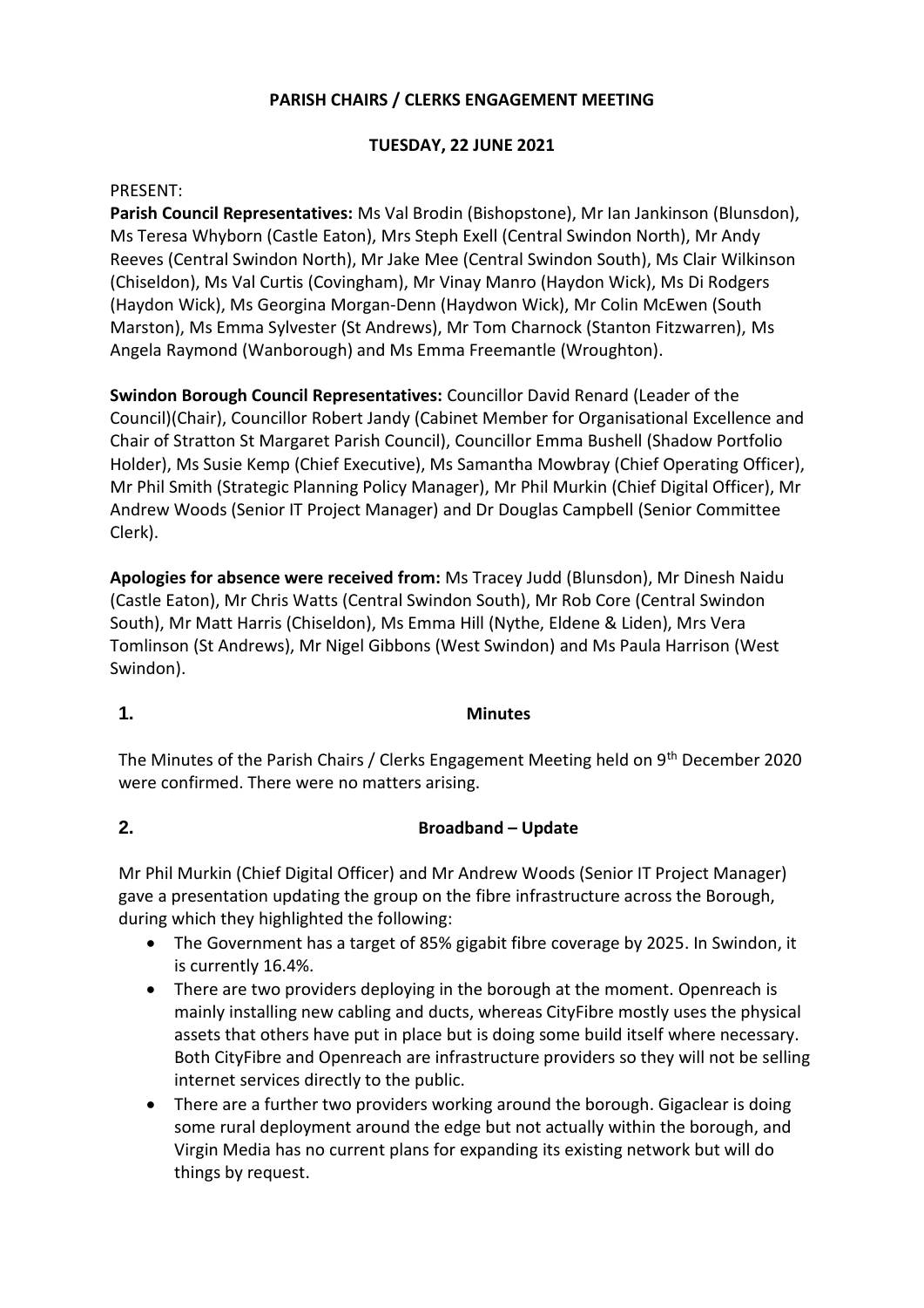# PARISH CHAIRS / CLERKS ENGAGEMENT MEETING

## TUESDAY, 22 JUNE 2021

PRESENT:

**Parish Council Representatives:** Ms Val Brodin (Bishopstone), Mr Ian Jankinson (Blunsdon), Ms Teresa Whyborn (Castle Eaton), Mrs Steph Exell (Central Swindon North), Mr Andy Reeves (Central Swindon North), Mr Jake Mee (Central Swindon South), Ms Clair Wilkinson (Chiseldon), Ms Val Curtis (Covingham), Mr Vinay Manro (Haydon Wick), Ms Di Rodgers (Haydon Wick), Ms Georgina Morgan-Denn (Haydwon Wick), Mr Colin McEwen (South Marston), Ms Emma Sylvester (St Andrews), Mr Tom Charnock (Stanton Fitzwarren), Ms Angela Raymond (Wanborough) and Ms Emma Freemantle (Wroughton).

**Swindon Borough Council Representatives:** Councillor David Renard (Leader of the Council)(Chair), Councillor Robert Jandy (Cabinet Member for Organisational Excellence and Chair of Stratton St Margaret Parish Council), Councillor Emma Bushell (Shadow Portfolio Holder), Ms Susie Kemp (Chief Executive), Ms Samantha Mowbray (Chief Operating Officer), Mr Phil Smith (Strategic Planning Policy Manager), Mr Phil Murkin (Chief Digital Officer), Mr Andrew Woods (Senior IT Project Manager) and Dr Douglas Campbell (Senior Committee Clerk).

**Apologies for absence were received from:** Ms Tracey Judd (Blunsdon), Mr Dinesh Naidu (Castle Eaton), Mr Chris Watts (Central Swindon South), Mr Rob Core (Central Swindon South), Mr Matt Harris (Chiseldon), Ms Emma Hill (Nythe, Eldene & Liden), Mrs Vera Tomlinson (St Andrews), Mr Nigel Gibbons (West Swindon) and Ms Paula Harrison (West Swindon).

### 1. Minutes

The Minutes of the Parish Chairs / Clerks Engagement Meeting held on 9th December 2020 were confirmed. There were no matters arising.

### 2. Broadband – Update

Mr Phil Murkin (Chief Digital Officer) and Mr Andrew Woods (Senior IT Project Manager) gave a presentation updating the group on the fibre infrastructure across the Borough, during which they highlighted the following:

- The Government has a target of 85% gigabit fibre coverage by 2025. In Swindon, it is currently 16.4%.
- There are two providers deploying in the borough at the moment. Openreach is mainly installing new cabling and ducts, whereas CityFibre mostly uses the physical assets that others have put in place but is doing some build itself where necessary. Both CityFibre and Openreach are infrastructure providers so they will not be selling internet services directly to the public.
- There are a further two providers working around the borough. Gigaclear is doing some rural deployment around the edge but not actually within the borough, and Virgin Media has no current plans for expanding its existing network but will do things by request.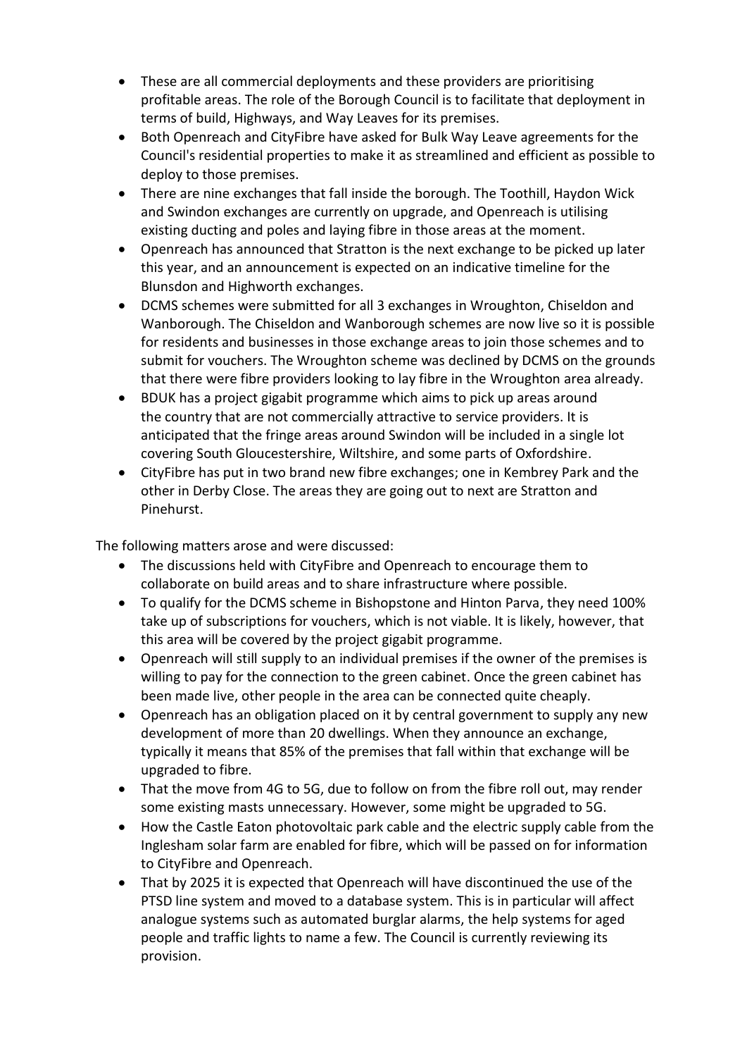- These are all commercial deployments and these providers are prioritising profitable areas. The role of the Borough Council is to facilitate that deployment in terms of build, Highways, and Way Leaves for its premises.
- Both Openreach and CityFibre have asked for Bulk Way Leave agreements for the Council's residential properties to make it as streamlined and efficient as possible to deploy to those premises.
- There are nine exchanges that fall inside the borough. The Toothill, Haydon Wick and Swindon exchanges are currently on upgrade, and Openreach is utilising existing ducting and poles and laying fibre in those areas at the moment.
- Openreach has announced that Stratton is the next exchange to be picked up later this year, and an announcement is expected on an indicative timeline for the Blunsdon and Highworth exchanges.
- DCMS schemes were submitted for all 3 exchanges in Wroughton, Chiseldon and Wanborough. The Chiseldon and Wanborough schemes are now live so it is possible for residents and businesses in those exchange areas to join those schemes and to submit for vouchers. The Wroughton scheme was declined by DCMS on the grounds that there were fibre providers looking to lay fibre in the Wroughton area already.
- BDUK has a project gigabit programme which aims to pick up areas around the country that are not commercially attractive to service providers. It is anticipated that the fringe areas around Swindon will be included in a single lot covering South Gloucestershire, Wiltshire, and some parts of Oxfordshire.
- CityFibre has put in two brand new fibre exchanges; one in Kembrey Park and the other in Derby Close. The areas they are going out to next are Stratton and Pinehurst.

The following matters arose and were discussed:

- The discussions held with CityFibre and Openreach to encourage them to collaborate on build areas and to share infrastructure where possible.
- To qualify for the DCMS scheme in Bishopstone and Hinton Parva, they need 100% take up of subscriptions for vouchers, which is not viable. It is likely, however, that this area will be covered by the project gigabit programme.
- Openreach will still supply to an individual premises if the owner of the premises is willing to pay for the connection to the green cabinet. Once the green cabinet has been made live, other people in the area can be connected quite cheaply.
- Openreach has an obligation placed on it by central government to supply any new development of more than 20 dwellings. When they announce an exchange, typically it means that 85% of the premises that fall within that exchange will be upgraded to fibre.
- That the move from 4G to 5G, due to follow on from the fibre roll out, may render some existing masts unnecessary. However, some might be upgraded to 5G.
- How the Castle Eaton photovoltaic park cable and the electric supply cable from the Inglesham solar farm are enabled for fibre, which will be passed on for information to CityFibre and Openreach.
- That by 2025 it is expected that Openreach will have discontinued the use of the PTSD line system and moved to a database system. This is in particular will affect analogue systems such as automated burglar alarms, the help systems for aged people and traffic lights to name a few. The Council is currently reviewing its provision.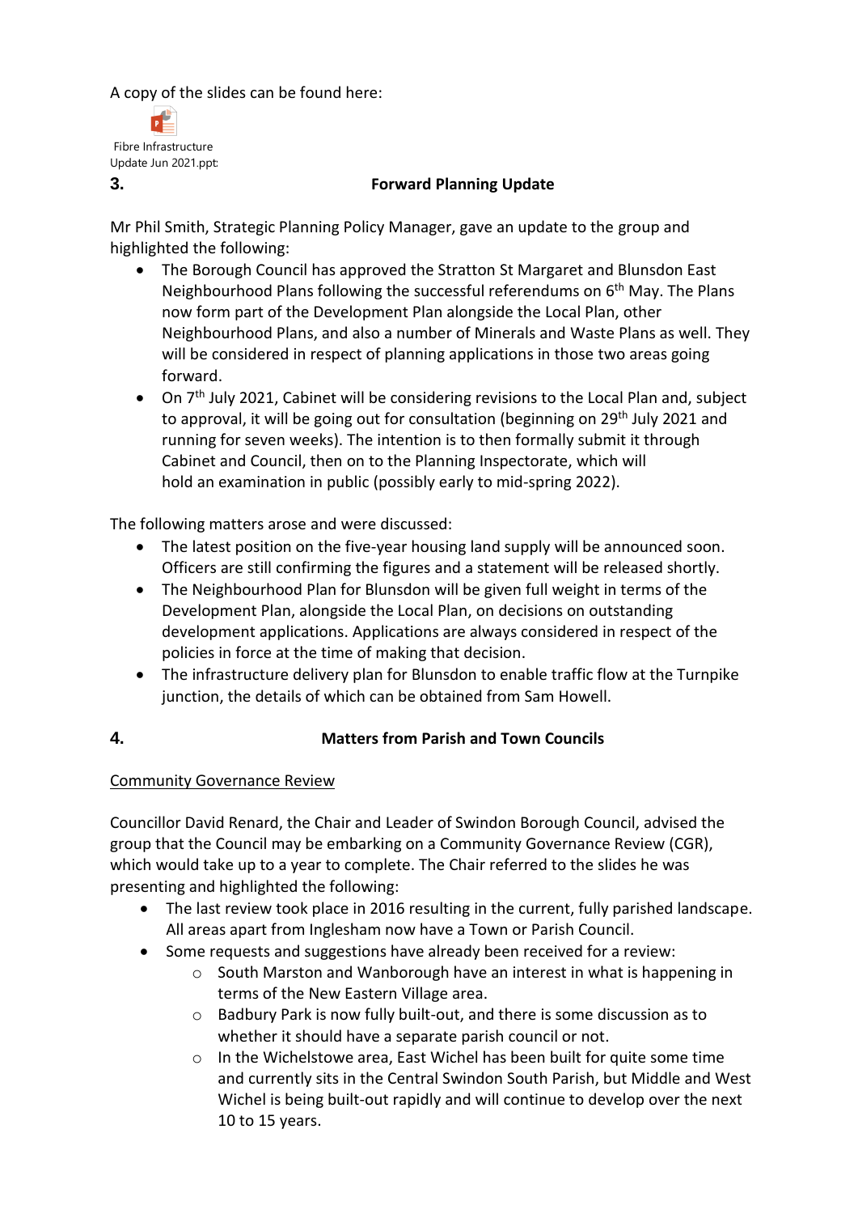A copy of the slides can be found here:

Fibre Infrastructure Update Jun 2021.ppt:

### 3. Forward Planning Update

Mr Phil Smith, Strategic Planning Policy Manager, gave an update to the group and highlighted the following:

- The Borough Council has approved the Stratton St Margaret and Blunsdon East Neighbourhood Plans following the successful referendums on 6th May. The Plans now form part of the Development Plan alongside the Local Plan, other Neighbourhood Plans, and also a number of Minerals and Waste Plans as well. They will be considered in respect of planning applications in those two areas going forward.
- On 7th July 2021, Cabinet will be considering revisions to the Local Plan and, subject to approval, it will be going out for consultation (beginning on 29th July 2021 and running for seven weeks). The intention is to then formally submit it through Cabinet and Council, then on to the Planning Inspectorate, which will hold an examination in public (possibly early to mid-spring 2022).

The following matters arose and were discussed:

- The latest position on the five-year housing land supply will be announced soon. Officers are still confirming the figures and a statement will be released shortly.
- The Neighbourhood Plan for Blunsdon will be given full weight in terms of the Development Plan, alongside the Local Plan, on decisions on outstanding development applications. Applications are always considered in respect of the policies in force at the time of making that decision.
- The infrastructure delivery plan for Blunsdon to enable traffic flow at the Turnpike junction, the details of which can be obtained from Sam Howell.

### 4. Matters from Parish and Town Councils

<u>Community Governance Review</u>

Councillor David Renard, the Chair and Leader of Swindon Borough Council, advised the group that the Council may be embarking on a Community Governance Review (CGR), which would take up to a year to complete. The Chair referred to the slides he was presenting and highlighted the following:

- The last review took place in 2016 resulting in the current, fully parished landscape. All areas apart from Inglesham now have a Town or Parish Council.
- Some requests and suggestions have already been received for a review:
  - South Marston and Wanborough have an interest in what is happening in terms of the New Eastern Village area.
  - Badbury Park is now fully built-out, and there is some discussion as to whether it should have a separate parish council or not.
  - In the Wichelstowe area, East Wichel has been built for quite some time and currently sits in the Central Swindon South Parish, but Middle and West Wichel is being built-out rapidly and will continue to develop over the next 10 to 15 years.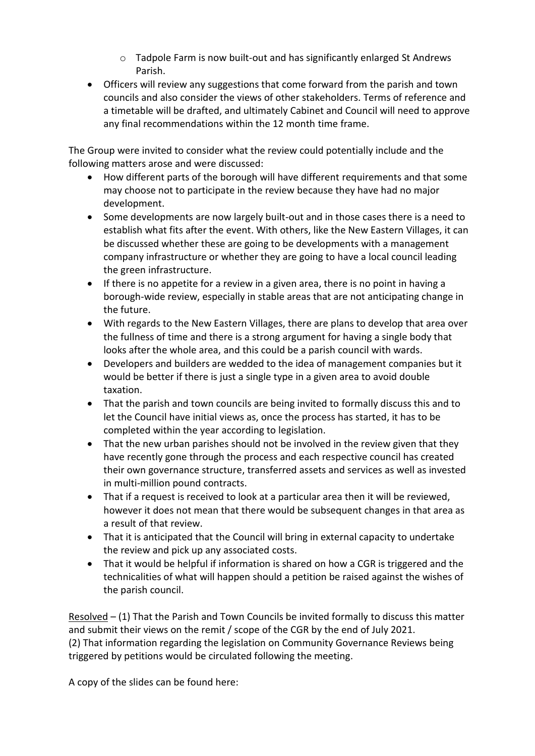- Tadpole Farm is now built-out and has significantly enlarged St Andrews Parish.
- Officers will review any suggestions that come forward from the parish and town councils and also consider the views of other stakeholders. Terms of reference and a timetable will be drafted, and ultimately Cabinet and Council will need to approve any final recommendations within the 12 month time frame.

The Group were invited to consider what the review could potentially include and the following matters arose and were discussed:

- How different parts of the borough will have different requirements and that some may choose not to participate in the review because they have had no major development.
- Some developments are now largely built-out and in those cases there is a need to establish what fits after the event. With others, like the New Eastern Villages, it can be discussed whether these are going to be developments with a management company infrastructure or whether they are going to have a local council leading the green infrastructure.
- If there is no appetite for a review in a given area, there is no point in having a borough-wide review, especially in stable areas that are not anticipating change in the future.
- With regards to the New Eastern Villages, there are plans to develop that area over the fullness of time and there is a strong argument for having a single body that looks after the whole area, and this could be a parish council with wards.
- Developers and builders are wedded to the idea of management companies but it would be better if there is just a single type in a given area to avoid double taxation.
- That the parish and town councils are being invited to formally discuss this and to let the Council have initial views as, once the process has started, it has to be completed within the year according to legislation.
- That the new urban parishes should not be involved in the review given that they have recently gone through the process and each respective council has created their own governance structure, transferred assets and services as well as invested in multi-million pound contracts.
- That if a request is received to look at a particular area then it will be reviewed, however it does not mean that there would be subsequent changes in that area as a result of that review.
- That it is anticipated that the Council will bring in external capacity to undertake the review and pick up any associated costs.
- That it would be helpful if information is shared on how a CGR is triggered and the technicalities of what will happen should a petition be raised against the wishes of the parish council.

Resolved – (1) That the Parish and Town Councils be invited formally to discuss this matter and submit their views on the remit / scope of the CGR by the end of July 2021.
(2) That information regarding the legislation on Community Governance Reviews being triggered by petitions would be circulated following the meeting.

A copy of the slides can be found here: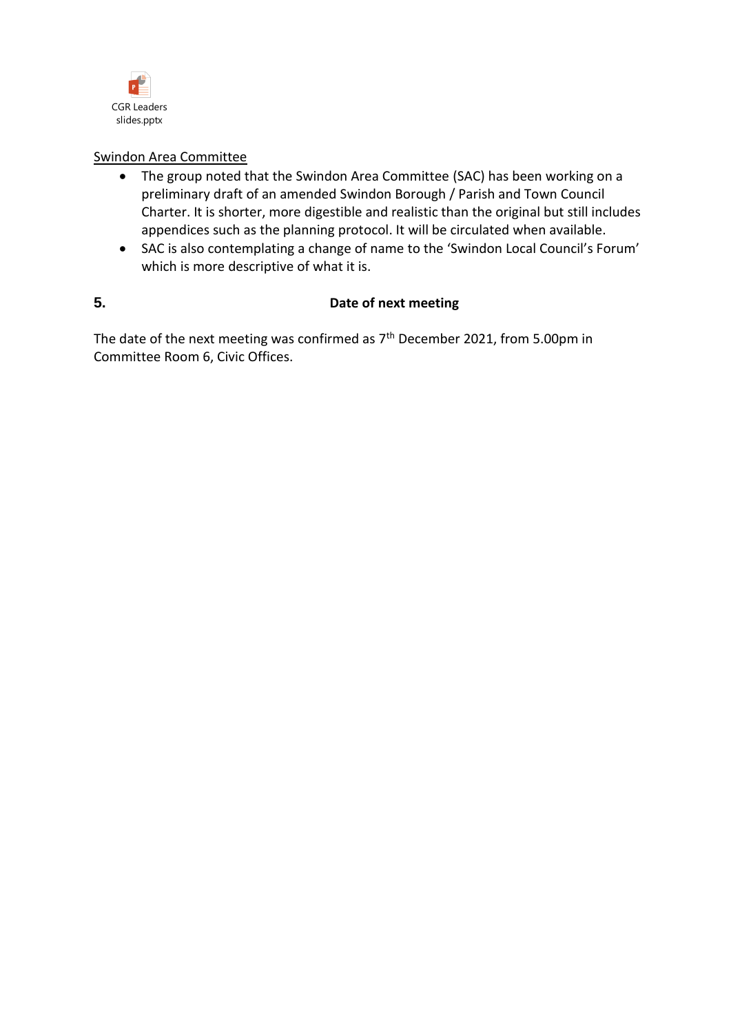CGR Leaders slides.pptx

Swindon Area Committee

- The group noted that the Swindon Area Committee (SAC) has been working on a preliminary draft of an amended Swindon Borough / Parish and Town Council Charter. It is shorter, more digestible and realistic than the original but still includes appendices such as the planning protocol. It will be circulated when available.
- SAC is also contemplating a change of name to the 'Swindon Local Council's Forum' which is more descriptive of what it is.

## 5. Date of next meeting

The date of the next meeting was confirmed as 7th December 2021, from 5.00pm in Committee Room 6, Civic Offices.